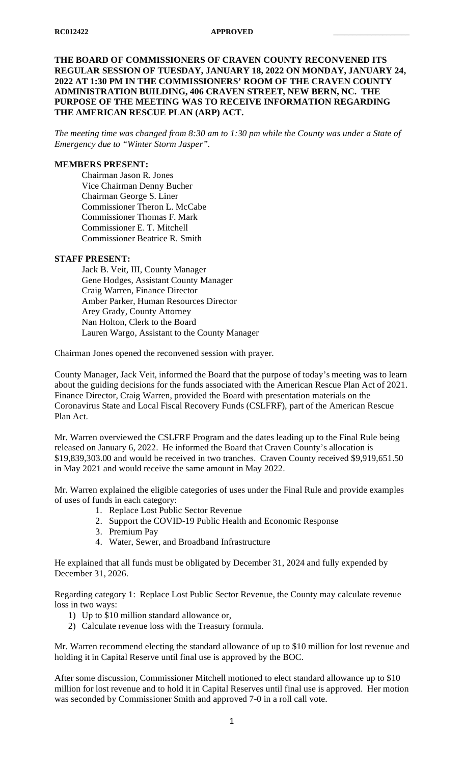**RC012422** **APPROVED** ___________________

**THE BOARD OF COMMISSIONERS OF CRAVEN COUNTY RECONVENED ITS REGULAR SESSION OF TUESDAY, JANUARY 18, 2022 ON MONDAY, JANUARY 24, 2022 AT 1:30 PM IN THE COMMISSIONERS' ROOM OF THE CRAVEN COUNTY ADMINISTRATION BUILDING, 406 CRAVEN STREET, NEW BERN, NC. THE PURPOSE OF THE MEETING WAS TO RECEIVE INFORMATION REGARDING THE AMERICAN RESCUE PLAN (ARP) ACT.**

*The meeting time was changed from 8:30 am to 1:30 pm while the County was under a State of Emergency due to "Winter Storm Jasper".*

**MEMBERS PRESENT:**

Chairman Jason R. Jones
Vice Chairman Denny Bucher
Chairman George S. Liner
Commissioner Theron L. McCabe
Commissioner Thomas F. Mark
Commissioner E. T. Mitchell
Commissioner Beatrice R. Smith

**STAFF PRESENT:**

Jack B. Veit, III, County Manager
Gene Hodges, Assistant County Manager
Craig Warren, Finance Director
Amber Parker, Human Resources Director
Arey Grady, County Attorney
Nan Holton, Clerk to the Board
Lauren Wargo, Assistant to the County Manager

Chairman Jones opened the reconvened session with prayer.

County Manager, Jack Veit, informed the Board that the purpose of today's meeting was to learn about the guiding decisions for the funds associated with the American Rescue Plan Act of 2021. Finance Director, Craig Warren, provided the Board with presentation materials on the Coronavirus State and Local Fiscal Recovery Funds (CSLFRF), part of the American Rescue Plan Act.

Mr. Warren overviewed the CSLFRF Program and the dates leading up to the Final Rule being released on January 6, 2022. He informed the Board that Craven County's allocation is $19,839,303.00 and would be received in two tranches. Craven County received $9,919,651.50 in May 2021 and would receive the same amount in May 2022.

Mr. Warren explained the eligible categories of uses under the Final Rule and provide examples of uses of funds in each category:

1. Replace Lost Public Sector Revenue
2. Support the COVID-19 Public Health and Economic Response
3. Premium Pay
4. Water, Sewer, and Broadband Infrastructure

He explained that all funds must be obligated by December 31, 2024 and fully expended by December 31, 2026.

Regarding category 1: Replace Lost Public Sector Revenue, the County may calculate revenue loss in two ways:

1) Up to $10 million standard allowance or,
2) Calculate revenue loss with the Treasury formula.

Mr. Warren recommend electing the standard allowance of up to $10 million for lost revenue and holding it in Capital Reserve until final use is approved by the BOC.

After some discussion, Commissioner Mitchell motioned to elect standard allowance up to $10 million for lost revenue and to hold it in Capital Reserves until final use is approved. Her motion was seconded by Commissioner Smith and approved 7-0 in a roll call vote.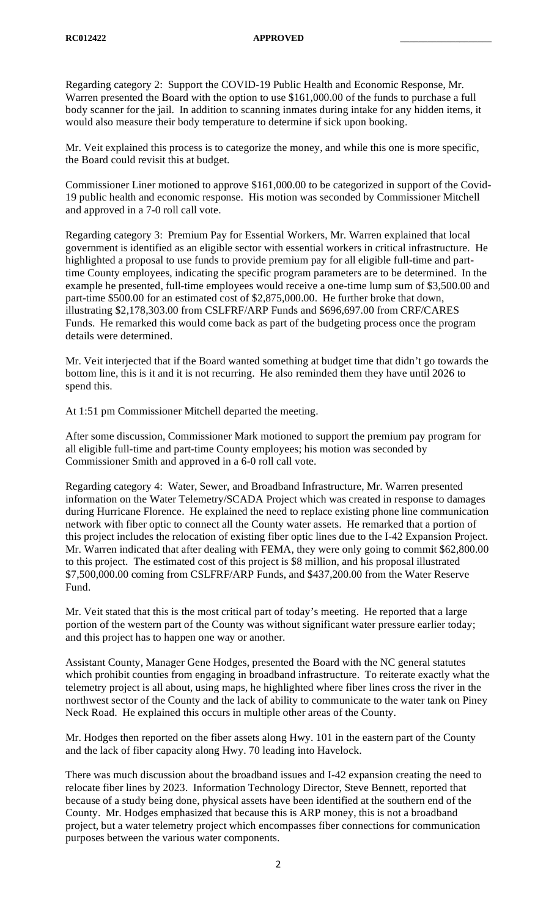Regarding category 2: Support the COVID-19 Public Health and Economic Response, Mr. Warren presented the Board with the option to use $161,000.00 of the funds to purchase a full body scanner for the jail. In addition to scanning inmates during intake for any hidden items, it would also measure their body temperature to determine if sick upon booking.

Mr. Veit explained this process is to categorize the money, and while this one is more specific, the Board could revisit this at budget.

Commissioner Liner motioned to approve $161,000.00 to be categorized in support of the Covid-19 public health and economic response. His motion was seconded by Commissioner Mitchell and approved in a 7-0 roll call vote.

Regarding category 3: Premium Pay for Essential Workers, Mr. Warren explained that local government is identified as an eligible sector with essential workers in critical infrastructure. He highlighted a proposal to use funds to provide premium pay for all eligible full-time and part-time County employees, indicating the specific program parameters are to be determined. In the example he presented, full-time employees would receive a one-time lump sum of $3,500.00 and part-time $500.00 for an estimated cost of $2,875,000.00. He further broke that down, illustrating $2,178,303.00 from CSLFRF/ARP Funds and $696,697.00 from CRF/CARES Funds. He remarked this would come back as part of the budgeting process once the program details were determined.

Mr. Veit interjected that if the Board wanted something at budget time that didn't go towards the bottom line, this is it and it is not recurring. He also reminded them they have until 2026 to spend this.

At 1:51 pm Commissioner Mitchell departed the meeting.

After some discussion, Commissioner Mark motioned to support the premium pay program for all eligible full-time and part-time County employees; his motion was seconded by Commissioner Smith and approved in a 6-0 roll call vote.

Regarding category 4: Water, Sewer, and Broadband Infrastructure, Mr. Warren presented information on the Water Telemetry/SCADA Project which was created in response to damages during Hurricane Florence. He explained the need to replace existing phone line communication network with fiber optic to connect all the County water assets. He remarked that a portion of this project includes the relocation of existing fiber optic lines due to the I-42 Expansion Project. Mr. Warren indicated that after dealing with FEMA, they were only going to commit $62,800.00 to this project. The estimated cost of this project is $8 million, and his proposal illustrated $7,500,000.00 coming from CSLFRF/ARP Funds, and $437,200.00 from the Water Reserve Fund.

Mr. Veit stated that this is the most critical part of today's meeting. He reported that a large portion of the western part of the County was without significant water pressure earlier today; and this project has to happen one way or another.

Assistant County, Manager Gene Hodges, presented the Board with the NC general statutes which prohibit counties from engaging in broadband infrastructure. To reiterate exactly what the telemetry project is all about, using maps, he highlighted where fiber lines cross the river in the northwest sector of the County and the lack of ability to communicate to the water tank on Piney Neck Road. He explained this occurs in multiple other areas of the County.

Mr. Hodges then reported on the fiber assets along Hwy. 101 in the eastern part of the County and the lack of fiber capacity along Hwy. 70 leading into Havelock.

There was much discussion about the broadband issues and I-42 expansion creating the need to relocate fiber lines by 2023. Information Technology Director, Steve Bennett, reported that because of a study being done, physical assets have been identified at the southern end of the County. Mr. Hodges emphasized that because this is ARP money, this is not a broadband project, but a water telemetry project which encompasses fiber connections for communication purposes between the various water components.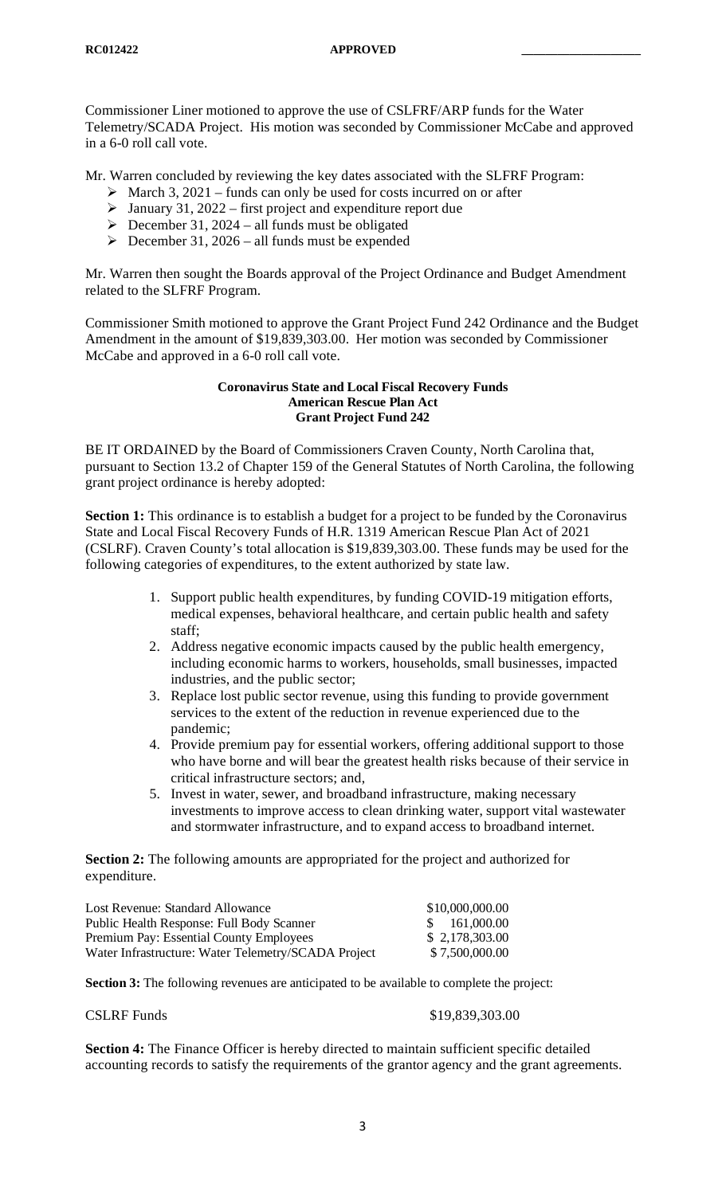Commissioner Liner motioned to approve the use of CSLFRF/ARP funds for the Water Telemetry/SCADA Project. His motion was seconded by Commissioner McCabe and approved in a 6-0 roll call vote.

Mr. Warren concluded by reviewing the key dates associated with the SLFRF Program:

- March 3, 2021 – funds can only be used for costs incurred on or after
- January 31, 2022 – first project and expenditure report due
- December 31, 2024 – all funds must be obligated
- December 31, 2026 – all funds must be expended

Mr. Warren then sought the Boards approval of the Project Ordinance and Budget Amendment related to the SLFRF Program.

Commissioner Smith motioned to approve the Grant Project Fund 242 Ordinance and the Budget Amendment in the amount of $19,839,303.00. Her motion was seconded by Commissioner McCabe and approved in a 6-0 roll call vote.

**Coronavirus State and Local Fiscal Recovery Funds**
**American Rescue Plan Act**
**Grant Project Fund 242**

BE IT ORDAINED by the Board of Commissioners Craven County, North Carolina that, pursuant to Section 13.2 of Chapter 159 of the General Statutes of North Carolina, the following grant project ordinance is hereby adopted:

**Section 1:** This ordinance is to establish a budget for a project to be funded by the Coronavirus State and Local Fiscal Recovery Funds of H.R. 1319 American Rescue Plan Act of 2021 (CSLRF). Craven County's total allocation is $19,839,303.00. These funds may be used for the following categories of expenditures, to the extent authorized by state law.

1. Support public health expenditures, by funding COVID-19 mitigation efforts, medical expenses, behavioral healthcare, and certain public health and safety staff;
2. Address negative economic impacts caused by the public health emergency, including economic harms to workers, households, small businesses, impacted industries, and the public sector;
3. Replace lost public sector revenue, using this funding to provide government services to the extent of the reduction in revenue experienced due to the pandemic;
4. Provide premium pay for essential workers, offering additional support to those who have borne and will bear the greatest health risks because of their service in critical infrastructure sectors; and,
5. Invest in water, sewer, and broadband infrastructure, making necessary investments to improve access to clean drinking water, support vital wastewater and stormwater infrastructure, and to expand access to broadband internet.

**Section 2:** The following amounts are appropriated for the project and authorized for expenditure.

| | |
|---|---|
| Lost Revenue: Standard Allowance | $10,000,000.00 |
| Public Health Response: Full Body Scanner | $ 161,000.00 |
| Premium Pay: Essential County Employees | $ 2,178,303.00 |
| Water Infrastructure: Water Telemetry/SCADA Project | $ 7,500,000.00 |

**Section 3:** The following revenues are anticipated to be available to complete the project:

| | |
|---|---|
| CSLRF Funds | $19,839,303.00 |

**Section 4:** The Finance Officer is hereby directed to maintain sufficient specific detailed accounting records to satisfy the requirements of the grantor agency and the grant agreements.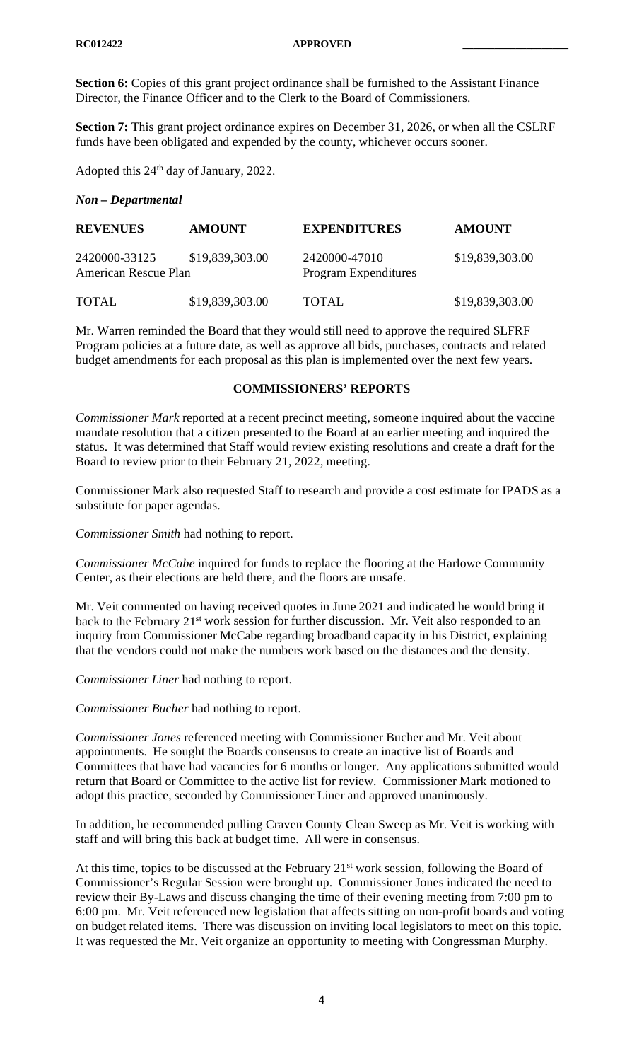**Section 6:** Copies of this grant project ordinance shall be furnished to the Assistant Finance Director, the Finance Officer and to the Clerk to the Board of Commissioners.

**Section 7:** This grant project ordinance expires on December 31, 2026, or when all the CSLRF funds have been obligated and expended by the county, whichever occurs sooner.

Adopted this 24th day of January, 2022.

***Non – Departmental***

| **REVENUES** | **AMOUNT** | **EXPENDITURES** | **AMOUNT** |
|---|---|---|---|
| 2420000-33125 American Rescue Plan | $19,839,303.00 | 2420000-47010 Program Expenditures | $19,839,303.00 |
| TOTAL | $19,839,303.00 | TOTAL | $19,839,303.00 |

Mr. Warren reminded the Board that they would still need to approve the required SLFRF Program policies at a future date, as well as approve all bids, purchases, contracts and related budget amendments for each proposal as this plan is implemented over the next few years.

## COMMISSIONERS' REPORTS

*Commissioner Mark* reported at a recent precinct meeting, someone inquired about the vaccine mandate resolution that a citizen presented to the Board at an earlier meeting and inquired the status. It was determined that Staff would review existing resolutions and create a draft for the Board to review prior to their February 21, 2022, meeting.

Commissioner Mark also requested Staff to research and provide a cost estimate for IPADS as a substitute for paper agendas.

*Commissioner Smith* had nothing to report.

*Commissioner McCabe* inquired for funds to replace the flooring at the Harlowe Community Center, as their elections are held there, and the floors are unsafe.

Mr. Veit commented on having received quotes in June 2021 and indicated he would bring it back to the February 21st work session for further discussion. Mr. Veit also responded to an inquiry from Commissioner McCabe regarding broadband capacity in his District, explaining that the vendors could not make the numbers work based on the distances and the density.

*Commissioner Liner* had nothing to report.

*Commissioner Bucher* had nothing to report.

*Commissioner Jones* referenced meeting with Commissioner Bucher and Mr. Veit about appointments. He sought the Boards consensus to create an inactive list of Boards and Committees that have had vacancies for 6 months or longer. Any applications submitted would return that Board or Committee to the active list for review. Commissioner Mark motioned to adopt this practice, seconded by Commissioner Liner and approved unanimously.

In addition, he recommended pulling Craven County Clean Sweep as Mr. Veit is working with staff and will bring this back at budget time. All were in consensus.

At this time, topics to be discussed at the February 21st work session, following the Board of Commissioner's Regular Session were brought up. Commissioner Jones indicated the need to review their By-Laws and discuss changing the time of their evening meeting from 7:00 pm to 6:00 pm. Mr. Veit referenced new legislation that affects sitting on non-profit boards and voting on budget related items. There was discussion on inviting local legislators to meet on this topic. It was requested the Mr. Veit organize an opportunity to meeting with Congressman Murphy.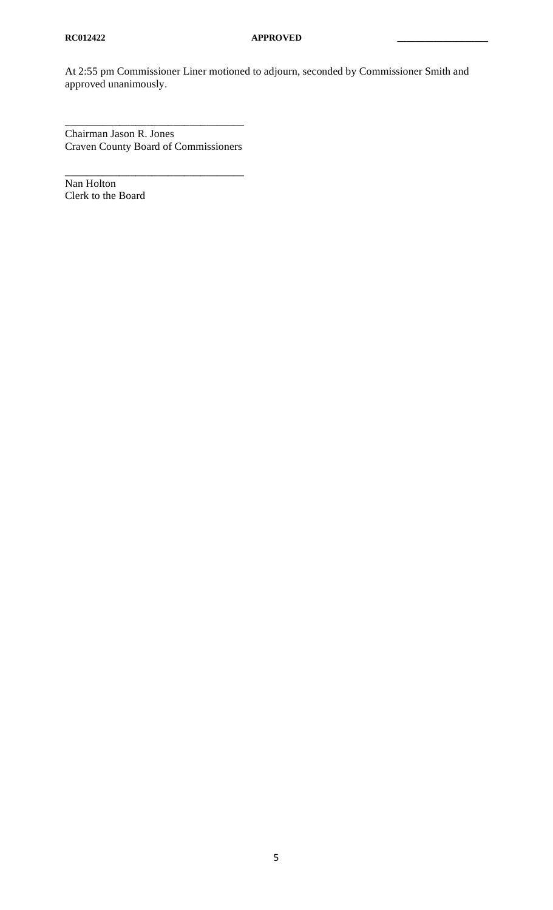At 2:55 pm Commissioner Liner motioned to adjourn, seconded by Commissioner Smith and approved unanimously.

\_\_\_\_\_\_\_\_\_\_\_\_\_\_\_\_\_\_\_\_\_\_\_\_\_\_\_\_\_\_\_\_\_

Chairman Jason R. Jones
Craven County Board of Commissioners

\_\_\_\_\_\_\_\_\_\_\_\_\_\_\_\_\_\_\_\_\_\_\_\_\_\_\_\_\_\_\_\_\_

Nan Holton
Clerk to the Board